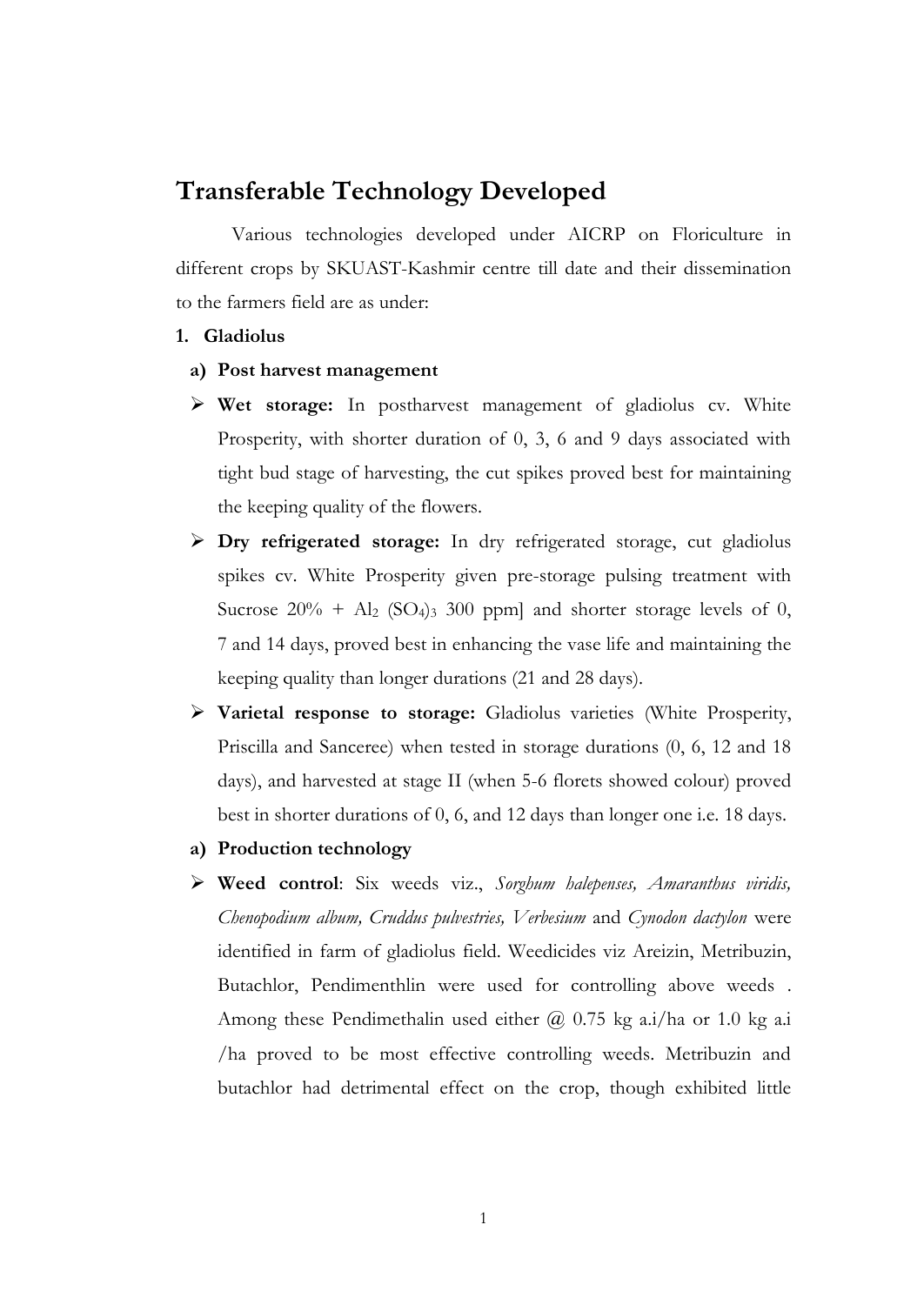# Transferable Technology Developed

Various technologies developed under AICRP on Floriculture in different crops by SKUAST-Kashmir centre till date and their dissemination to the farmers field are as under:

**1. Gladiolus**

**a) Post harvest management**

- **Wet storage:** In postharvest management of gladiolus cv. White Prosperity, with shorter duration of 0, 3, 6 and 9 days associated with tight bud stage of harvesting, the cut spikes proved best for maintaining the keeping quality of the flowers.
- **Dry refrigerated storage:** In dry refrigerated storage, cut gladiolus spikes cv. White Prosperity given pre-storage pulsing treatment with Sucrose 20% + $Al_2(SO_4)_3$ 300 ppm] and shorter storage levels of 0, 7 and 14 days, proved best in enhancing the vase life and maintaining the keeping quality than longer durations (21 and 28 days).
- **Varietal response to storage:** Gladiolus varieties (White Prosperity, Priscilla and Sanceree) when tested in storage durations (0, 6, 12 and 18 days), and harvested at stage II (when 5-6 florets showed colour) proved best in shorter durations of 0, 6, and 12 days than longer one i.e. 18 days.

**a) Production technology**

- **Weed control**: Six weeds viz., *Sorghum halepenses, Amaranthus viridis, Chenopodium album, Cruddus pulvestries, Verbesium* and *Cynodon dactylon* were identified in farm of gladiolus field. Weedicides viz Areizin, Metribuzin, Butachlor, Pendimenthlin were used for controlling above weeds . Among these Pendimethalin used either @ 0.75 kg a.i/ha or 1.0 kg a.i /ha proved to be most effective controlling weeds. Metribuzin and butachlor had detrimental effect on the crop, though exhibited little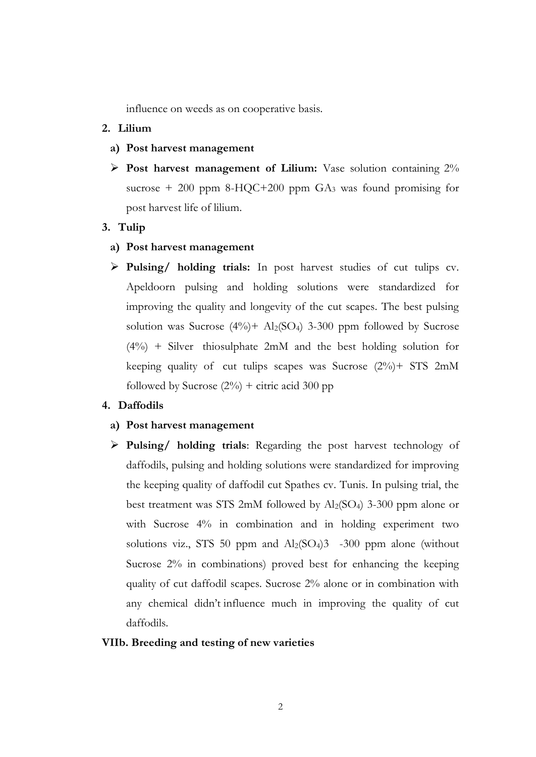influence on weeds as on cooperative basis.

**2. Lilium**

**a) Post harvest management**

- **Post harvest management of Lilium:** Vase solution containing 2% sucrose + 200 ppm 8-HQC+200 ppm $GA_3$ was found promising for post harvest life of lilium.

**3. Tulip**

**a) Post harvest management**

- **Pulsing/ holding trials:** In post harvest studies of cut tulips cv. Apeldoorn pulsing and holding solutions were standardized for improving the quality and longevity of the cut scapes. The best pulsing solution was Sucrose (4%)+ $Al_2(SO_4)$ 3-300 ppm followed by Sucrose (4%) + Silver thiosulphate 2mM and the best holding solution for keeping quality of cut tulips scapes was Sucrose (2%)+ STS 2mM followed by Sucrose (2%) + citric acid 300 pp

**4. Daffodils**

**a) Post harvest management**

- **Pulsing/ holding trials**: Regarding the post harvest technology of daffodils, pulsing and holding solutions were standardized for improving the keeping quality of daffodil cut Spathes cv. Tunis. In pulsing trial, the best treatment was STS 2mM followed by $Al_2(SO_4)$ 3-300 ppm alone or with Sucrose 4% in combination and in holding experiment two solutions viz., STS 50 ppm and $Al_2(SO_4)3$ -300 ppm alone (without Sucrose 2% in combinations) proved best for enhancing the keeping quality of cut daffodil scapes. Sucrose 2% alone or in combination with any chemical didn't influence much in improving the quality of cut daffodils.

**VIIb. Breeding and testing of new varieties**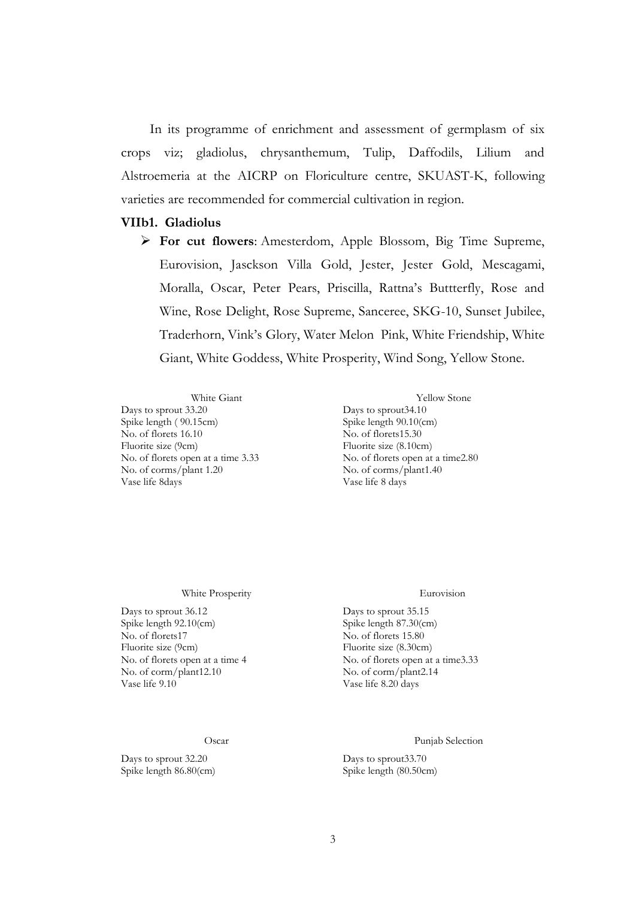In its programme of enrichment and assessment of germplasm of six crops viz; gladiolus, chrysanthemum, Tulip, Daffodils, Lilium and Alstroemeria at the AICRP on Floriculture centre, SKUAST-K, following varieties are recommended for commercial cultivation in region.

### VIIb1. Gladiolus

- **For cut flowers**: Amesterdom, Apple Blossom, Big Time Supreme, Eurovision, Jasckson Villa Gold, Jester, Jester Gold, Mescagami, Moralla, Oscar, Peter Pears, Priscilla, Rattna's Buttterfly, Rose and Wine, Rose Delight, Rose Supreme, Sanceree, SKG-10, Sunset Jubilee, Traderhorn, Vink's Glory, Water Melon Pink, White Friendship, White Giant, White Goddess, White Prosperity, Wind Song, Yellow Stone.

White Giant

Days to sprout 33.20
Spike length ( 90.15cm)
No. of florets 16.10
Fluorite size (9cm)
No. of florets open at a time 3.33
No. of corms/plant 1.20
Vase life 8days

Yellow Stone

Days to sprout34.10
Spike length 90.10(cm)
No. of florets15.30
Fluorite size (8.10cm)
No. of florets open at a time2.80
No. of corms/plant1.40
Vase life 8 days

White Prosperity

Days to sprout 36.12
Spike length 92.10(cm)
No. of florets17
Fluorite size (9cm)
No. of florets open at a time 4
No. of corm/plant12.10
Vase life 9.10

Eurovision

Days to sprout 35.15
Spike length 87.30(cm)
No. of florets 15.80
Fluorite size (8.30cm)
No. of florets open at a time3.33
No. of corm/plant2.14
Vase life 8.20 days

Oscar

Days to sprout 32.20
Spike length 86.80(cm)

Punjab Selection

Days to sprout33.70
Spike length (80.50cm)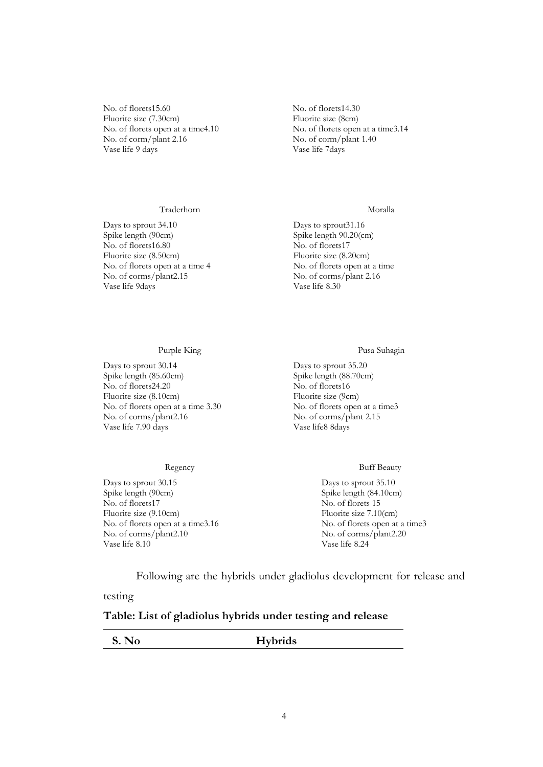No. of florets15.60
Fluorite size (7.30cm)
No. of florets open at a time4.10
No. of corm/plant 2.16
Vase life 9 days

No. of florets14.30
Fluorite size (8cm)
No. of florets open at a time3.14
No. of corm/plant 1.40
Vase life 7days

Traderhorn

Days to sprout 34.10
Spike length (90cm)
No. of florets16.80
Fluorite size (8.50cm)
No. of florets open at a time 4
No. of corms/plant2.15
Vase life 9days

Moralla

Days to sprout31.16
Spike length 90.20(cm)
No. of florets17
Fluorite size (8.20cm)
No. of florets open at a time
No. of corms/plant 2.16
Vase life 8.30

Purple King

Days to sprout 30.14
Spike length (85.60cm)
No. of florets24.20
Fluorite size (8.10cm)
No. of florets open at a time 3.30
No. of corms/plant2.16
Vase life 7.90 days

Pusa Suhagin

Days to sprout 35.20
Spike length (88.70cm)
No. of florets16
Fluorite size (9cm)
No. of florets open at a time3
No. of corms/plant 2.15
Vase life8 8days

Regency

Days to sprout 30.15
Spike length (90cm)
No. of florets17
Fluorite size (9.10cm)
No. of florets open at a time3.16
No. of corms/plant2.10
Vase life 8.10

Buff Beauty

Days to sprout 35.10
Spike length (84.10cm)
No. of florets 15
Fluorite size 7.10(cm)
No. of florets open at a time3
No. of corms/plant2.20
Vase life 8.24

Following are the hybrids under gladiolus development for release and testing

**Table: List of gladiolus hybrids under testing and release**

| S. No | Hybrids |
|---|---|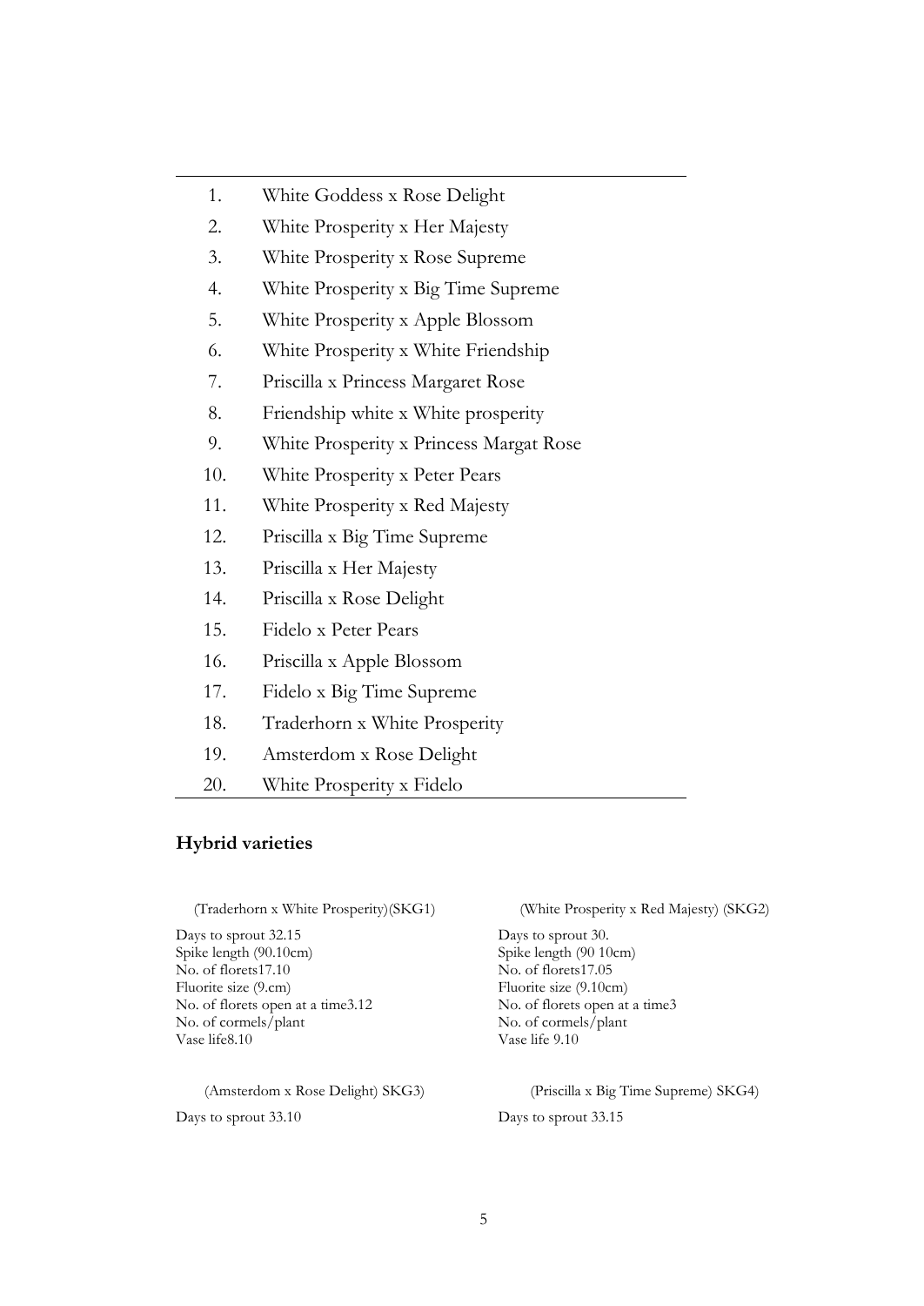1. White Goddess x Rose Delight
2. White Prosperity x Her Majesty
3. White Prosperity x Rose Supreme
4. White Prosperity x Big Time Supreme
5. White Prosperity x Apple Blossom
6. White Prosperity x White Friendship
7. Priscilla x Princess Margaret Rose
8. Friendship white x White prosperity
9. White Prosperity x Princess Margat Rose
10. White Prosperity x Peter Pears
11. White Prosperity x Red Majesty
12. Priscilla x Big Time Supreme
13. Priscilla x Her Majesty
14. Priscilla x Rose Delight
15. Fidelo x Peter Pears
16. Priscilla x Apple Blossom
17. Fidelo x Big Time Supreme
18. Traderhorn x White Prosperity
19. Amsterdom x Rose Delight
20. White Prosperity x Fidelo

## Hybrid varieties

(Traderhorn x White Prosperity)(SKG1)

Days to sprout 32.15
Spike length (90.10cm)
No. of florets17.10
Fluorite size (9.cm)
No. of florets open at a time3.12
No. of cormels/plant
Vase life8.10

(White Prosperity x Red Majesty) (SKG2)

Days to sprout 30.
Spike length (90 10cm)
No. of florets17.05
Fluorite size (9.10cm)
No. of florets open at a time3
No. of cormels/plant
Vase life 9.10

(Amsterdom x Rose Delight) SKG3)

Days to sprout 33.10

(Priscilla x Big Time Supreme) SKG4)

Days to sprout 33.15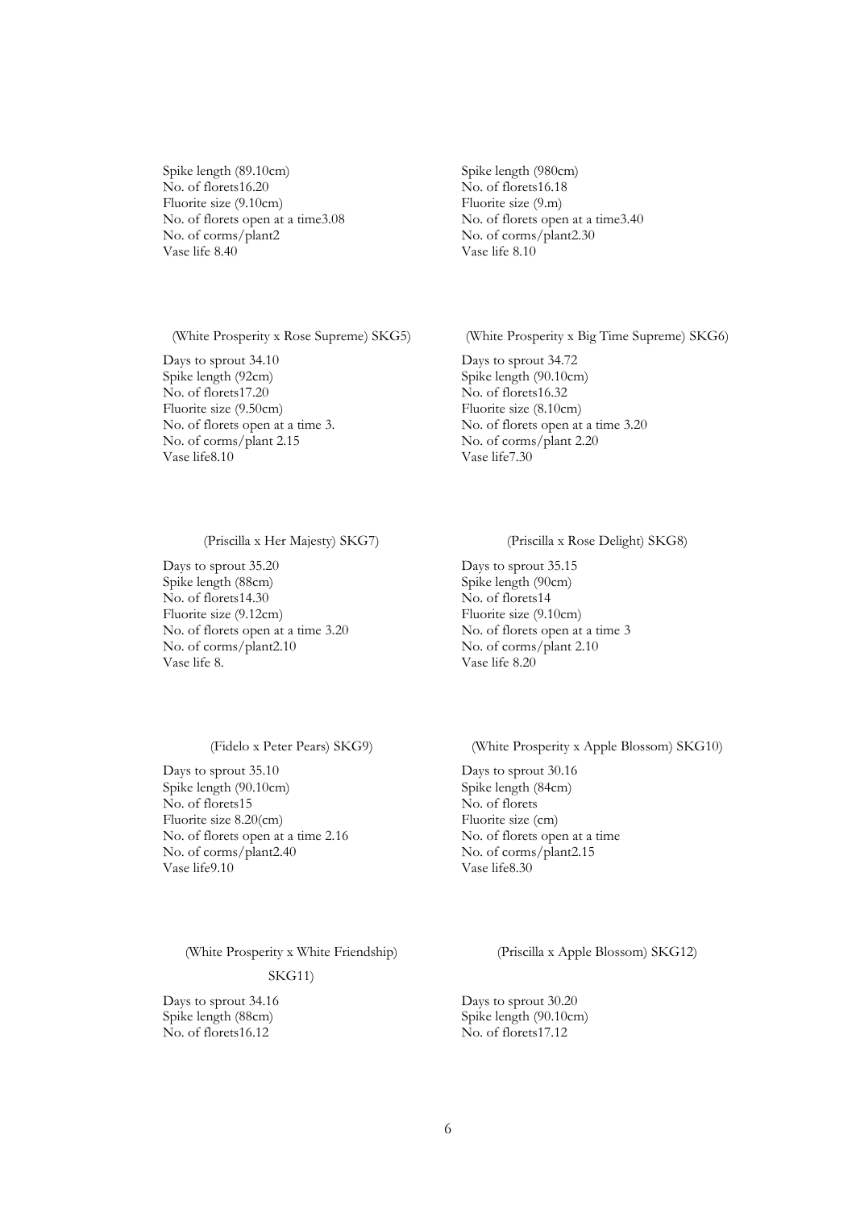Spike length (89.10cm)
No. of florets16.20
Fluorite size (9.10cm)
No. of florets open at a time3.08
No. of corms/plant2
Vase life 8.40

Spike length (980cm)
No. of florets16.18
Fluorite size (9.m)
No. of florets open at a time3.40
No. of corms/plant2.30
Vase life 8.10

(White Prosperity x Rose Supreme) SKG5)

Days to sprout 34.10
Spike length (92cm)
No. of florets17.20
Fluorite size (9.50cm)
No. of florets open at a time 3.
No. of corms/plant 2.15
Vase life8.10

(White Prosperity x Big Time Supreme) SKG6)

Days to sprout 34.72
Spike length (90.10cm)
No. of florets16.32
Fluorite size (8.10cm)
No. of florets open at a time 3.20
No. of corms/plant 2.20
Vase life7.30

(Priscilla x Her Majesty) SKG7)

Days to sprout 35.20
Spike length (88cm)
No. of florets14.30
Fluorite size (9.12cm)
No. of florets open at a time 3.20
No. of corms/plant2.10
Vase life 8.

(Priscilla x Rose Delight) SKG8)

Days to sprout 35.15
Spike length (90cm)
No. of florets14
Fluorite size (9.10cm)
No. of florets open at a time 3
No. of corms/plant 2.10
Vase life 8.20

(Fidelo x Peter Pears) SKG9)

Days to sprout 35.10
Spike length (90.10cm)
No. of florets15
Fluorite size 8.20(cm)
No. of florets open at a time 2.16
No. of corms/plant2.40
Vase life9.10

(White Prosperity x Apple Blossom) SKG10)

Days to sprout 30.16
Spike length (84cm)
No. of florets
Fluorite size (cm)
No. of florets open at a time
No. of corms/plant2.15
Vase life8.30

(White Prosperity x White Friendship) SKG11)

Days to sprout 34.16
Spike length (88cm)
No. of florets16.12

(Priscilla x Apple Blossom) SKG12)

Days to sprout 30.20
Spike length (90.10cm)
No. of florets17.12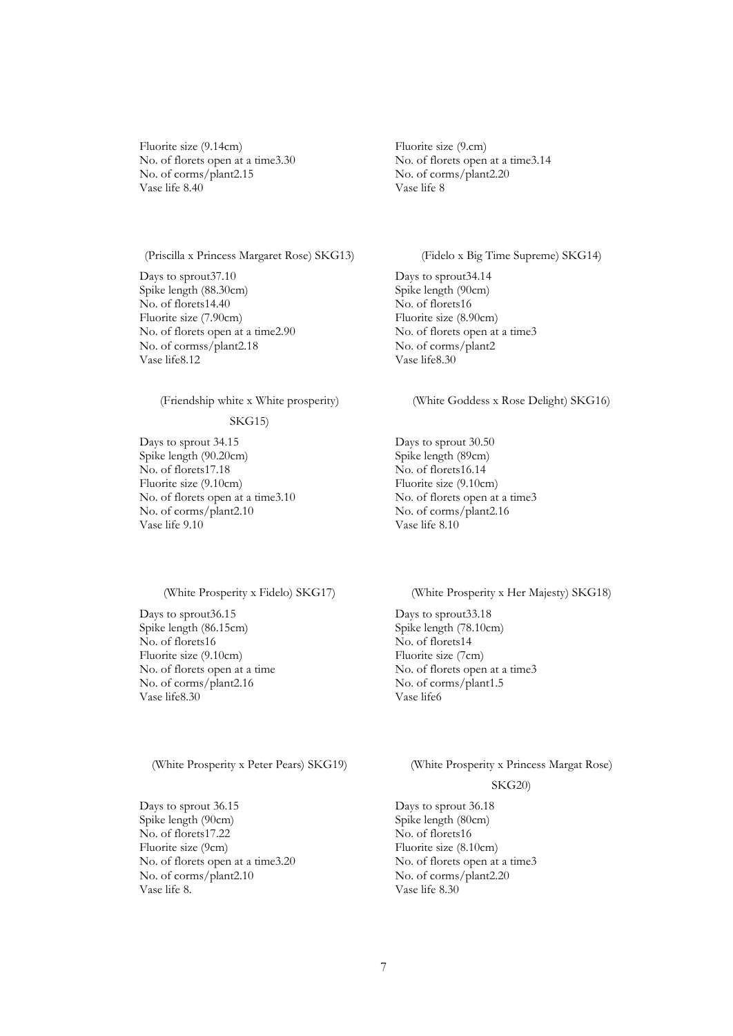Fluorite size (9.14cm)
No. of florets open at a time3.30
No. of corms/plant2.15
Vase life 8.40

Fluorite size (9.cm)
No. of florets open at a time3.14
No. of corms/plant2.20
Vase life 8

(Priscilla x Princess Margaret Rose) SKG13)

Days to sprout37.10
Spike length (88.30cm)
No. of florets14.40
Fluorite size (7.90cm)
No. of florets open at a time2.90
No. of cormss/plant2.18
Vase life8.12

(Fidelo x Big Time Supreme) SKG14)

Days to sprout34.14
Spike length (90cm)
No. of florets16
Fluorite size (8.90cm)
No. of florets open at a time3
No. of corms/plant2
Vase life8.30

(Friendship white x White prosperity) SKG15)

Days to sprout 34.15
Spike length (90.20cm)
No. of florets17.18
Fluorite size (9.10cm)
No. of florets open at a time3.10
No. of corms/plant2.10
Vase life 9.10

(White Goddess x Rose Delight) SKG16)

Days to sprout 30.50
Spike length (89cm)
No. of florets16.14
Fluorite size (9.10cm)
No. of florets open at a time3
No. of corms/plant2.16
Vase life 8.10

(White Prosperity x Fidelo) SKG17)

Days to sprout36.15
Spike length (86.15cm)
No. of florets16
Fluorite size (9.10cm)
No. of florets open at a time
No. of corms/plant2.16
Vase life8.30

(White Prosperity x Her Majesty) SKG18)

Days to sprout33.18
Spike length (78.10cm)
No. of florets14
Fluorite size (7cm)
No. of florets open at a time3
No. of corms/plant1.5
Vase life6

(White Prosperity x Peter Pears) SKG19)

Days to sprout 36.15
Spike length (90cm)
No. of florets17.22
Fluorite size (9cm)
No. of florets open at a time3.20
No. of corms/plant2.10
Vase life 8.

(White Prosperity x Princess Margat Rose) SKG20)

Days to sprout 36.18
Spike length (80cm)
No. of florets16
Fluorite size (8.10cm)
No. of florets open at a time3
No. of corms/plant2.20
Vase life 8.30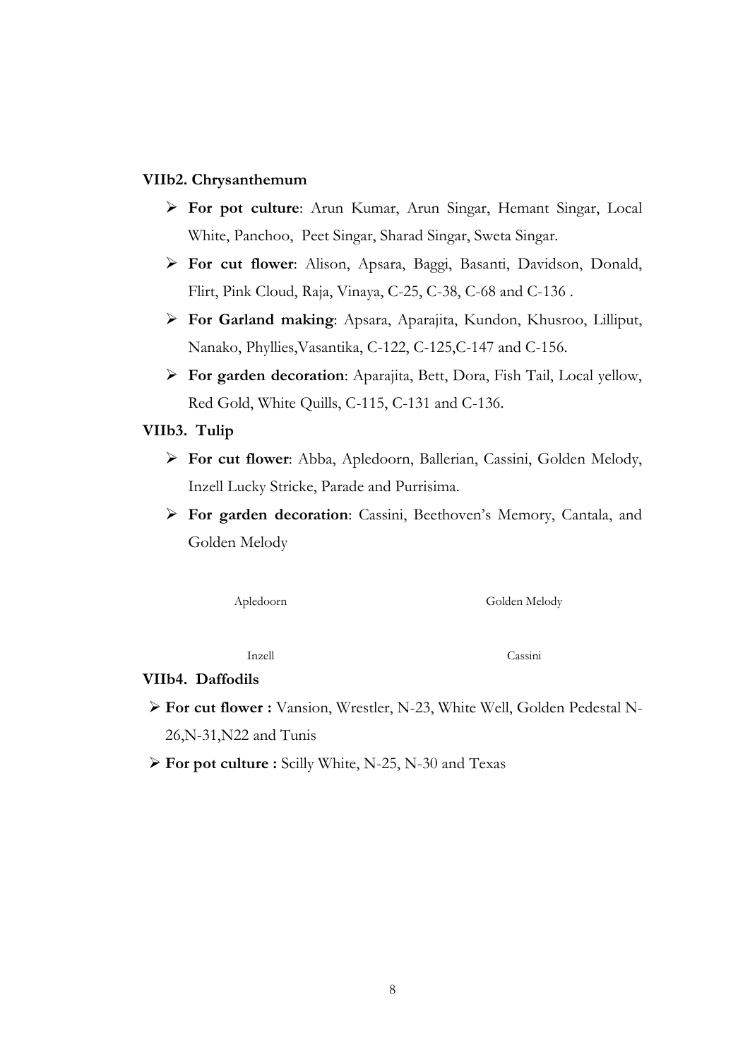### VIIb2. Chrysanthemum

- **For pot culture**: Arun Kumar, Arun Singar, Hemant Singar, Local White, Panchoo, Peet Singar, Sharad Singar, Sweta Singar.
- **For cut flower**: Alison, Apsara, Baggi, Basanti, Davidson, Donald, Flirt, Pink Cloud, Raja, Vinaya, C-25, C-38, C-68 and C-136 .
- **For Garland making**: Apsara, Aparajita, Kundon, Khusroo, Lilliput, Nanako, Phyllies,Vasantika, C-122, C-125,C-147 and C-156.
- **For garden decoration**: Aparajita, Bett, Dora, Fish Tail, Local yellow, Red Gold, White Quills, C-115, C-131 and C-136.

### VIIb3. Tulip

- **For cut flower**: Abba, Apledoorn, Ballerian, Cassini, Golden Melody, Inzell Lucky Stricke, Parade and Purrisima.
- **For garden decoration**: Cassini, Beethoven's Memory, Cantala, and Golden Melody

Apledoorn

Golden Melody

Inzell

Cassini

### VIIb4. Daffodils

- **For cut flower :** Vansion, Wrestler, N-23, White Well, Golden Pedestal N-26,N-31,N22 and Tunis
- **For pot culture :** Scilly White, N-25, N-30 and Texas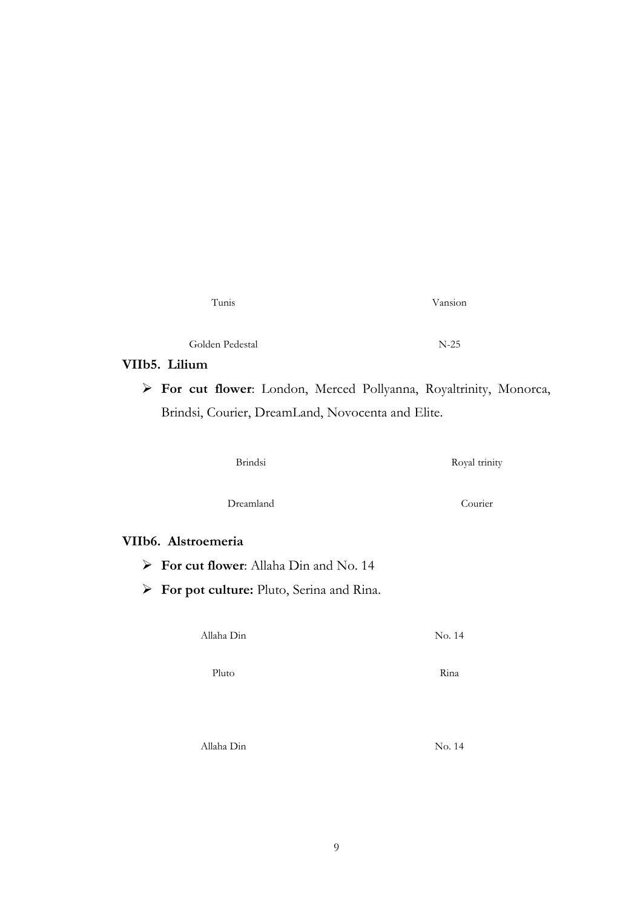Tunis	Vansion

Golden Pedestal	N-25

### VIIb5. Lilium

- **For cut flower**: London, Merced Pollyanna, Royaltrinity, Monorca, Brindsi, Courier, DreamLand, Novocenta and Elite.

Brindsi	Royal trinity

Dreamland	Courier

### VIIb6. Alstroemeria

- **For cut flower**: Allaha Din and No. 14
- **For pot culture:** Pluto, Serina and Rina.

Allaha Din	No. 14

Pluto	Rina

Allaha Din	No. 14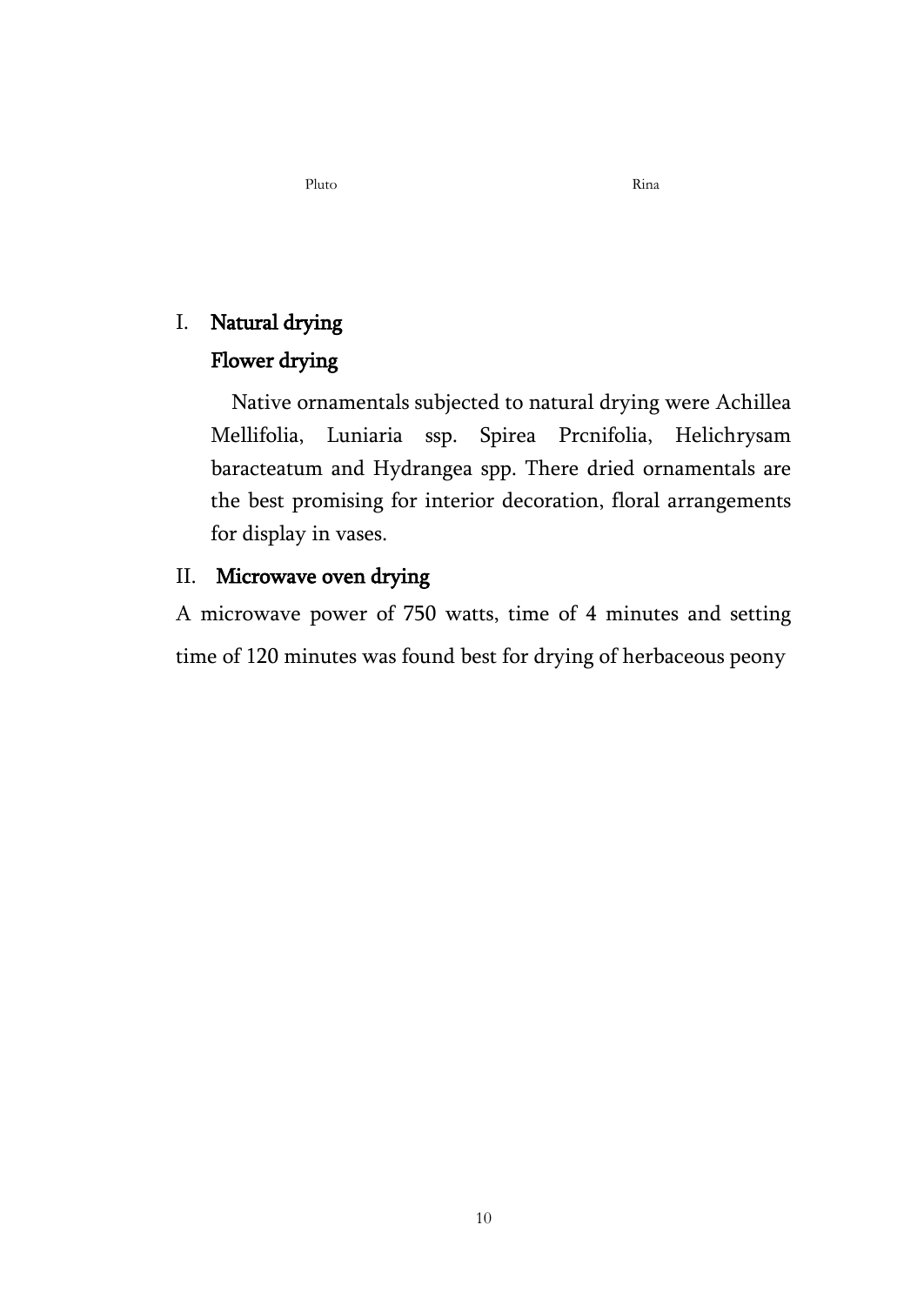Pluto Rina

I. **Natural drying**

**Flower drying**

Native ornamentals subjected to natural drying were Achillea Mellifolia, Luniaria ssp. Spirea Prcnifolia, Helichrysam baracteatum and Hydrangea spp. There dried ornamentals are the best promising for interior decoration, floral arrangements for display in vases.

II. **Microwave oven drying**

A microwave power of 750 watts, time of 4 minutes and setting time of 120 minutes was found best for drying of herbaceous peony